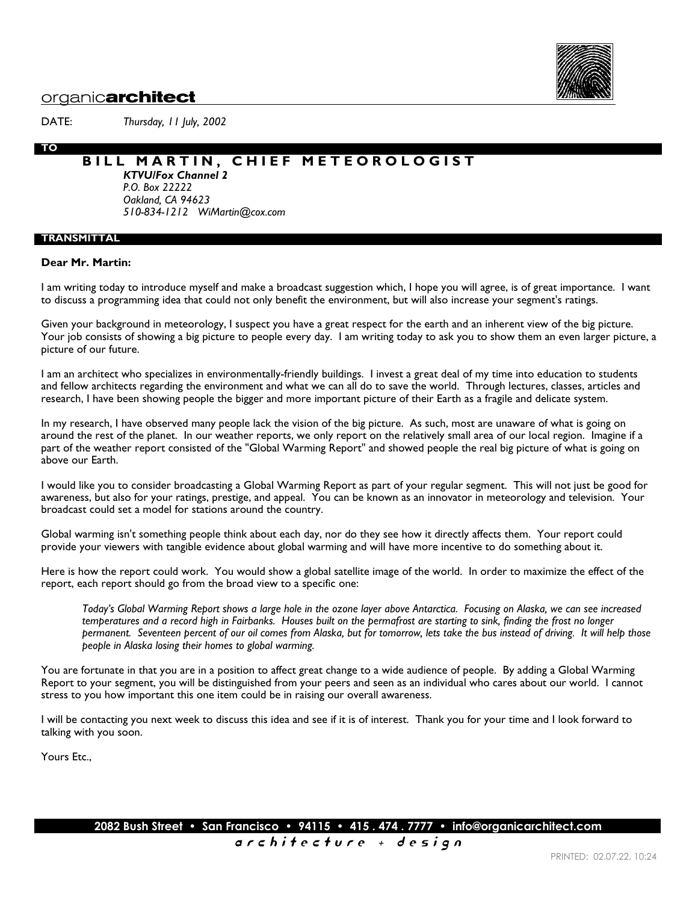organic**architect**

DATE: *Thursday, 11 July, 2002*

**TO**

**BILL MARTIN, CHIEF METEOROLOGIST**

***KTVU/Fox Channel 2***
*P.O. Box 22222*
*Oakland, CA 94623*
*510-834-1212 WiMartin@cox.com*

**TRANSMITTAL**

**Dear Mr. Martin:**

I am writing today to introduce myself and make a broadcast suggestion which, I hope you will agree, is of great importance. I want to discuss a programming idea that could not only benefit the environment, but will also increase your segment's ratings.

Given your background in meteorology, I suspect you have a great respect for the earth and an inherent view of the big picture. Your job consists of showing a big picture to people every day. I am writing today to ask you to show them an even larger picture, a picture of our future.

I am an architect who specializes in environmentally-friendly buildings. I invest a great deal of my time into education to students and fellow architects regarding the environment and what we can all do to save the world. Through lectures, classes, articles and research, I have been showing people the bigger and more important picture of their Earth as a fragile and delicate system.

In my research, I have observed many people lack the vision of the big picture. As such, most are unaware of what is going on around the rest of the planet. In our weather reports, we only report on the relatively small area of our local region. Imagine if a part of the weather report consisted of the "Global Warming Report" and showed people the real big picture of what is going on above our Earth.

I would like you to consider broadcasting a Global Warming Report as part of your regular segment. This will not just be good for awareness, but also for your ratings, prestige, and appeal. You can be known as an innovator in meteorology and television. Your broadcast could set a model for stations around the country.

Global warming isn't something people think about each day, nor do they see how it directly affects them. Your report could provide your viewers with tangible evidence about global warming and will have more incentive to do something about it.

Here is how the report could work. You would show a global satellite image of the world. In order to maximize the effect of the report, each report should go from the broad view to a specific one:

> *Today's Global Warming Report shows a large hole in the ozone layer above Antarctica. Focusing on Alaska, we can see increased temperatures and a record high in Fairbanks. Houses built on the permafrost are starting to sink, finding the frost no longer permanent. Seventeen percent of our oil comes from Alaska, but for tomorrow, lets take the bus instead of driving. It will help those people in Alaska losing their homes to global warming.*

You are fortunate in that you are in a position to affect great change to a wide audience of people. By adding a Global Warming Report to your segment, you will be distinguished from your peers and seen as an individual who cares about our world. I cannot stress to you how important this one item could be in raising our overall awareness.

I will be contacting you next week to discuss this idea and see if it is of interest. Thank you for your time and I look forward to talking with you soon.

Yours Etc.,

**2082 Bush Street • San Francisco • 94115 • 415 . 474 . 7777 • info@organicarchitect.com**

*architecture + design*

PRINTED: 02.07.22, 10:24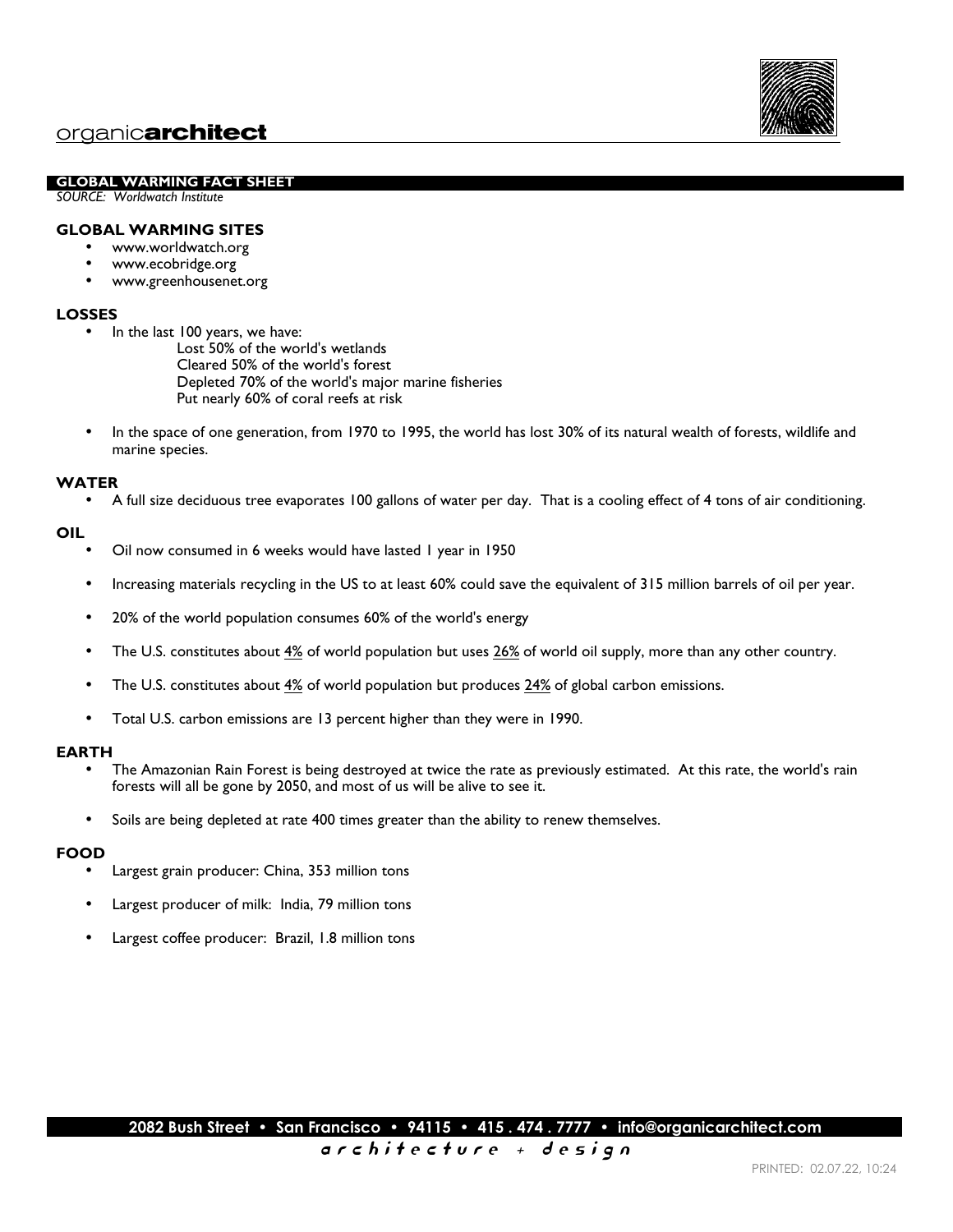organic**architect**

## GLOBAL WARMING FACT SHEET

*SOURCE: Worldwatch Institute*

### GLOBAL WARMING SITES

- www.worldwatch.org
- www.ecobridge.org
- www.greenhousenet.org

### LOSSES

- In the last 100 years, we have:
  Lost 50% of the world's wetlands
  Cleared 50% of the world's forest
  Depleted 70% of the world's major marine fisheries
  Put nearly 60% of coral reefs at risk

- In the space of one generation, from 1970 to 1995, the world has lost 30% of its natural wealth of forests, wildlife and marine species.

### WATER

- A full size deciduous tree evaporates 100 gallons of water per day. That is a cooling effect of 4 tons of air conditioning.

### OIL

- Oil now consumed in 6 weeks would have lasted 1 year in 1950

- Increasing materials recycling in the US to at least 60% could save the equivalent of 315 million barrels of oil per year.

- 20% of the world population consumes 60% of the world's energy

- The U.S. constitutes about <u>4%</u> of world population but uses <u>26%</u> of world oil supply, more than any other country.

- The U.S. constitutes about <u>4%</u> of world population but produces <u>24%</u> of global carbon emissions.

- Total U.S. carbon emissions are 13 percent higher than they were in 1990.

### EARTH

- The Amazonian Rain Forest is being destroyed at twice the rate as previously estimated. At this rate, the world's rain forests will all be gone by 2050, and most of us will be alive to see it.

- Soils are being depleted at rate 400 times greater than the ability to renew themselves.

### FOOD

- Largest grain producer: China, 353 million tons

- Largest producer of milk: India, 79 million tons

- Largest coffee producer: Brazil, 1.8 million tons

**2082 Bush Street • San Francisco • 94115 • 415 . 474 . 7777 • info@organicarchitect.com**

*architecture + design*

PRINTED: 02.07.22, 10:24